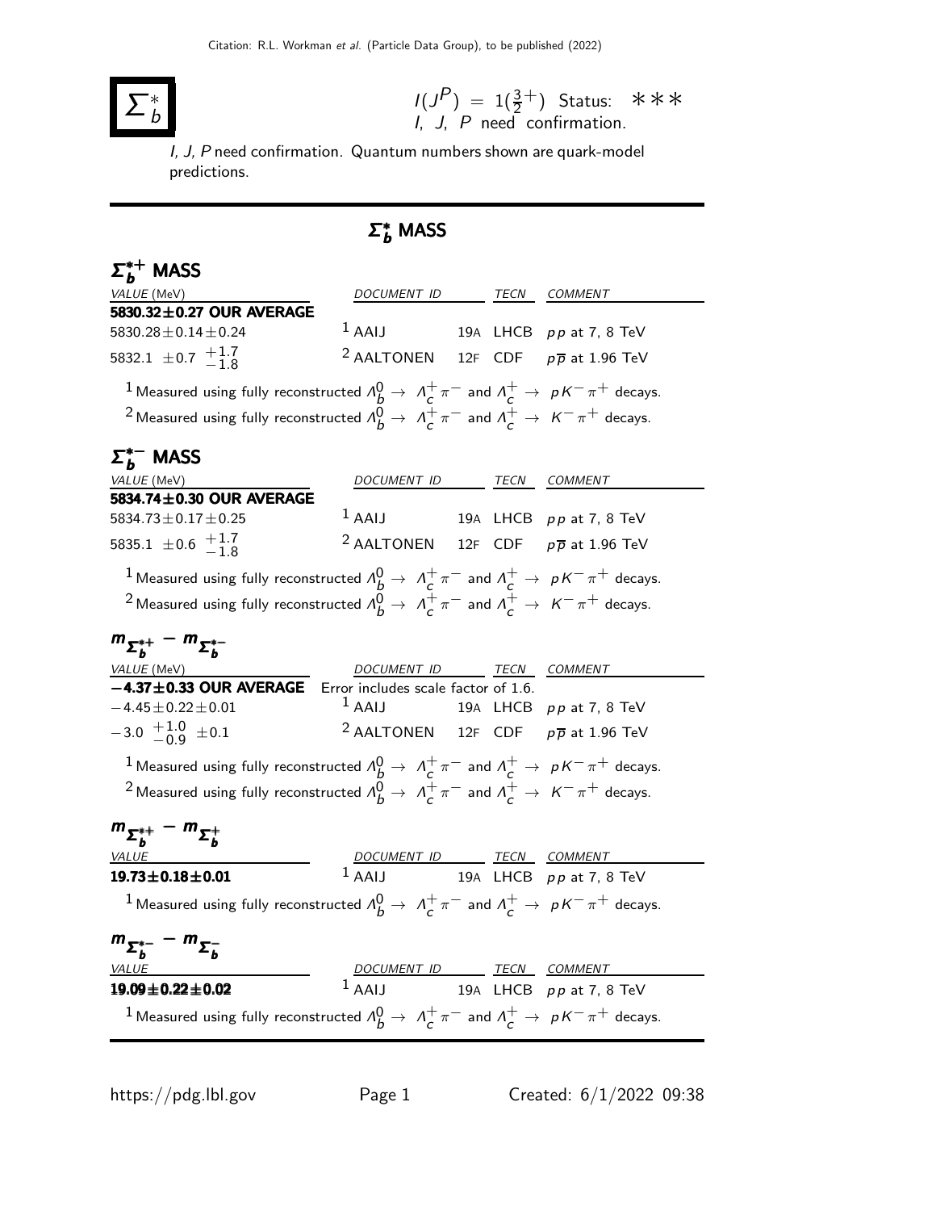# $\Sigma_b^*$

$I(J^P) = 1(\frac{3}{2}^+)$ Status: ∗∗∗
I, J, P need confirmation.

I, J, P need confirmation. Quantum numbers shown are quark-model predictions.

## $\Sigma_b^*$ MASS

### $\Sigma_b^{*+}$ MASS

| VALUE (MeV) | DOCUMENT ID | | TECN | COMMENT |
|---|---|---|---|---|
| **5830.32±0.27 OUR AVERAGE** | | | | |
| 5830.28±0.14±0.24 | [1] AAIJ | 19A | LHCB | $pp$ at 7, 8 TeV |
| 5832.1 ±0.7 $^{+1.7}_{-1.8}$ | [2] ALTONEN | 12F | CDF | $p\overline{p}$ at 1.96 TeV |

[1] Measured using fully reconstructed $\Lambda_b^0 \rightarrow \Lambda_c^+ \pi^-$ and $\Lambda_c^+ \rightarrow pK^-\pi^+$ decays.

[2] Measured using fully reconstructed $\Lambda_b^0 \rightarrow \Lambda_c^+ \pi^-$ and $\Lambda_c^+ \rightarrow K^-\pi^+$ decays.

### $\Sigma_b^{*-}$ MASS

| VALUE (MeV) | DOCUMENT ID | | TECN | COMMENT |
|---|---|---|---|---|
| **5834.74±0.30 OUR AVERAGE** | | | | |
| 5834.73±0.17±0.25 | [1] AAIJ | 19A | LHCB | $pp$ at 7, 8 TeV |
| 5835.1 ±0.6 $^{+1.7}_{-1.8}$ | [2] ALTONEN | 12F | CDF | $p\overline{p}$ at 1.96 TeV |

[1] Measured using fully reconstructed $\Lambda_b^0 \rightarrow \Lambda_c^+ \pi^-$ and $\Lambda_c^+ \rightarrow pK^-\pi^+$ decays.

[2] Measured using fully reconstructed $\Lambda_b^0 \rightarrow \Lambda_c^+ \pi^-$ and $\Lambda_c^+ \rightarrow K^-\pi^+$ decays.

### $m_{\Sigma_b^{*+}} - m_{\Sigma_b^{*-}}$

| VALUE (MeV) | DOCUMENT ID | | TECN | COMMENT |
|---|---|---|---|---|
| **−4.37±0.33 OUR AVERAGE** | Error includes scale factor of 1.6. | | | |
| −4.45±0.22±0.01 | [1] AAIJ | 19A | LHCB | $pp$ at 7, 8 TeV |
| −3.0 $^{+1.0}_{-0.9}$ ±0.1 | [2] ALTONEN | 12F | CDF | $p\overline{p}$ at 1.96 TeV |

[1] Measured using fully reconstructed $\Lambda_b^0 \rightarrow \Lambda_c^+ \pi^-$ and $\Lambda_c^+ \rightarrow pK^-\pi^+$ decays.

[2] Measured using fully reconstructed $\Lambda_b^0 \rightarrow \Lambda_c^+ \pi^-$ and $\Lambda_c^+ \rightarrow K^-\pi^+$ decays.

### $m_{\Sigma_b^{*+}} - m_{\Sigma_b^{+}}$

| VALUE | DOCUMENT ID | | TECN | COMMENT |
|---|---|---|---|---|
| **19.73±0.18±0.01** | [1] AAIJ | 19A | LHCB | $pp$ at 7, 8 TeV |

[1] Measured using fully reconstructed $\Lambda_b^0 \rightarrow \Lambda_c^+ \pi^-$ and $\Lambda_c^+ \rightarrow pK^-\pi^+$ decays.

### $m_{\Sigma_b^{*-}} - m_{\Sigma_b^{-}}$

| VALUE | DOCUMENT ID | | TECN | COMMENT |
|---|---|---|---|---|
| **19.09±0.22±0.02** | [1] AAIJ | 19A | LHCB | $pp$ at 7, 8 TeV |

[1] Measured using fully reconstructed $\Lambda_b^0 \rightarrow \Lambda_c^+ \pi^-$ and $\Lambda_c^+ \rightarrow pK^-\pi^+$ decays.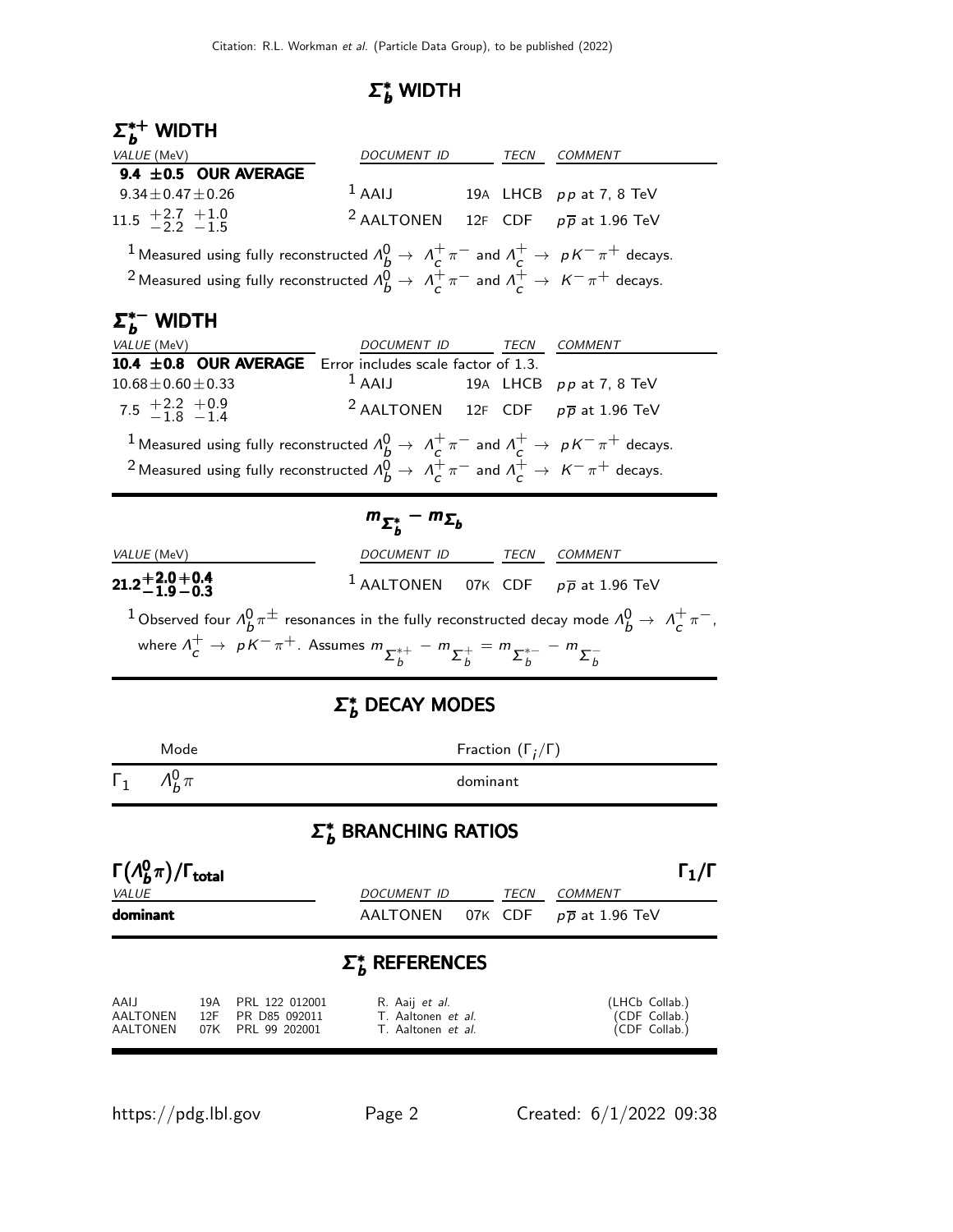# $\Sigma_b^*$ WIDTH

## $\Sigma_b^{*+}$ WIDTH

| VALUE (MeV) | DOCUMENT ID | TECN | COMMENT |
|---|---|---|---|
| **9.4 ±0.5 OUR AVERAGE** | | | |
| $9.34 \pm 0.47 \pm 0.26$ | [1] AAIJ 19A | LHCB | $pp$ at 7, 8 TeV |
| $11.5 \ {}^{+2.7}_{-2.2} \ {}^{+1.0}_{-1.5}$ | [2] AALTONEN 12F | CDF | $p\overline{p}$ at 1.96 TeV |

[1] Measured using fully reconstructed $\Lambda_b^0 \to \Lambda_c^+ \pi^-$ and $\Lambda_c^+ \to pK^-\pi^+$ decays.

[2] Measured using fully reconstructed $\Lambda_b^0 \to \Lambda_c^+ \pi^-$ and $\Lambda_c^+ \to K^-\pi^+$ decays.

## $\Sigma_b^{*-}$ WIDTH

| VALUE (MeV) | DOCUMENT ID | TECN | COMMENT |
|---|---|---|---|
| **10.4 ±0.8 OUR AVERAGE** Error includes scale factor of 1.3. | | | |
| $10.68 \pm 0.60 \pm 0.33$ | [1] AAIJ 19A | LHCB | $pp$ at 7, 8 TeV |
| $7.5 \ {}^{+2.2}_{-1.8} \ {}^{+0.9}_{-1.4}$ | [2] AALTONEN 12F | CDF | $p\overline{p}$ at 1.96 TeV |

[1] Measured using fully reconstructed $\Lambda_b^0 \to \Lambda_c^+ \pi^-$ and $\Lambda_c^+ \to pK^-\pi^+$ decays.

[2] Measured using fully reconstructed $\Lambda_b^0 \to \Lambda_c^+ \pi^-$ and $\Lambda_c^+ \to K^-\pi^+$ decays.

# $m_{\Sigma_b^*} - m_{\Sigma_b}$

| VALUE (MeV) | DOCUMENT ID | TECN | COMMENT |
|---|---|---|---|
| $\mathbf{21.2^{+2.0}_{-1.9}{}^{+0.4}_{-0.3}}$ | [1] AALTONEN 07K | CDF | $p\overline{p}$ at 1.96 TeV |

[1] Observed four $\Lambda_b^0 \pi^\pm$ resonances in the fully reconstructed decay mode $\Lambda_b^0 \to \Lambda_c^+ \pi^-$, where $\Lambda_c^+ \to pK^-\pi^+$. Assumes $m_{\Sigma_b^{*+}} - m_{\Sigma_b^+} = m_{\Sigma_b^{*-}} - m_{\Sigma_b^-}$

# $\Sigma_b^*$ DECAY MODES

| | Mode | Fraction ($\Gamma_i/\Gamma$) |
|---|---|---|
| $\Gamma_1$ | $\Lambda_b^0 \pi$ | dominant |

# $\Sigma_b^*$ BRANCHING RATIOS

## $\Gamma(\Lambda_b^0 \pi)/\Gamma_{\text{total}}$ — $\Gamma_1/\Gamma$

| VALUE | DOCUMENT ID | TECN | COMMENT |
|---|---|---|---|
| **dominant** | AALTONEN 07K | CDF | $p\overline{p}$ at 1.96 TeV |

# $\Sigma_b^*$ REFERENCES

| | | | | |
|---|---|---|---|---|
| AAIJ | 19A | PRL 122 012001 | R. Aaij *et al.* | (LHCb Collab.) |
| AALTONEN | 12F | PR D85 092011 | T. Aaltonen *et al.* | (CDF Collab.) |
| AALTONEN | 07K | PRL 99 202001 | T. Aaltonen *et al.* | (CDF Collab.) |